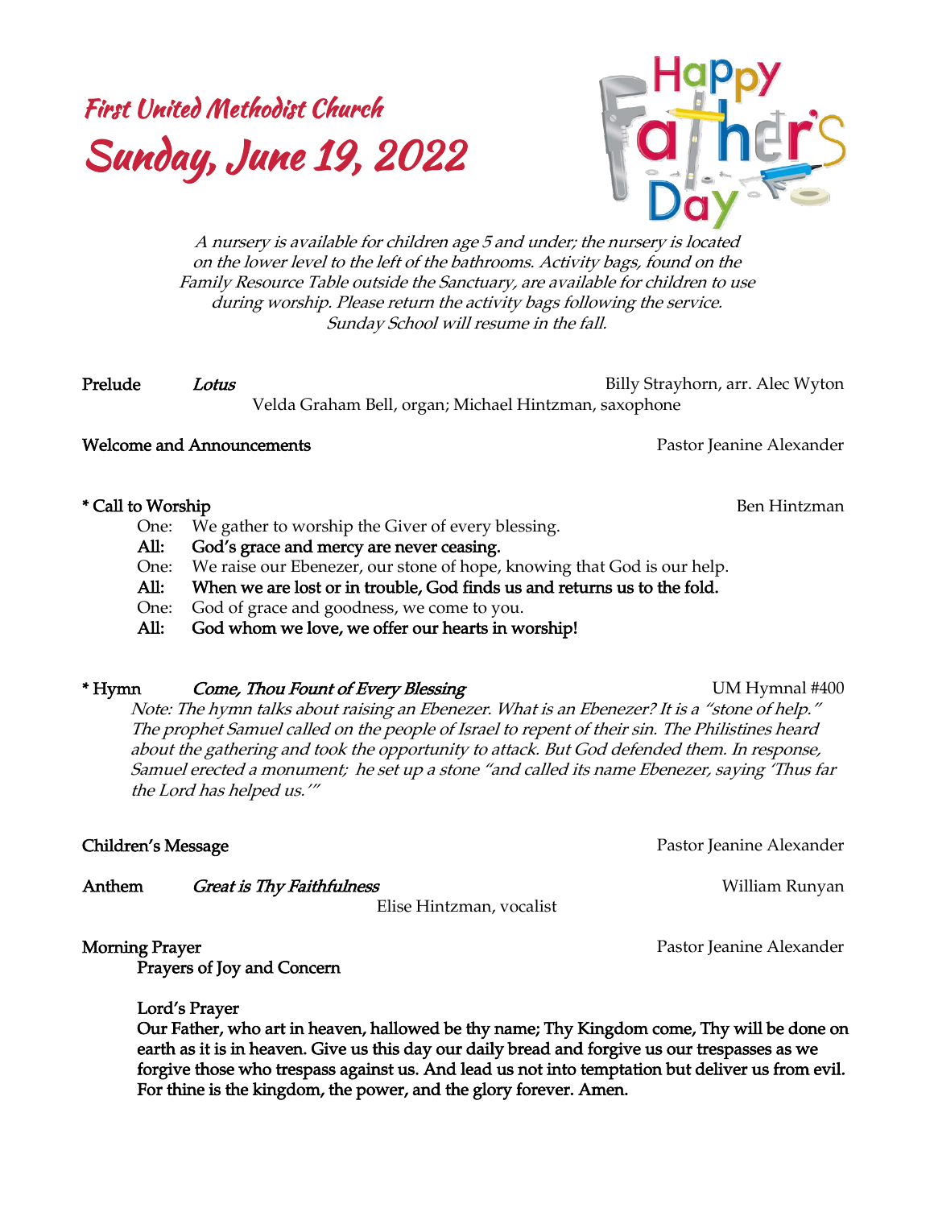# First United Methodist Church

# Sunday, June 19, 2022

Happy Father's Day

*A nursery is available for children age 5 and under; the nursery is located on the lower level to the left of the bathrooms. Activity bags, found on the Family Resource Table outside the Sanctuary, are available for children to use during worship. Please return the activity bags following the service. Sunday School will resume in the fall.*

**Prelude** *Lotus* Billy Strayhorn, arr. Alec Wyton
Velda Graham Bell, organ; Michael Hintzman, saxophone

**Welcome and Announcements** Pastor Jeanine Alexander

**\* Call to Worship** Ben Hintzman

One: We gather to worship the Giver of every blessing.
**All: God's grace and mercy are never ceasing.**
One: We raise our Ebenezer, our stone of hope, knowing that God is our help.
**All: When we are lost or in trouble, God finds us and returns us to the fold.**
One: God of grace and goodness, we come to you.
**All: God whom we love, we offer our hearts in worship!**

**\* Hymn** *Come, Thou Fount of Every Blessing* UM Hymnal #400

*Note: The hymn talks about raising an Ebenezer. What is an Ebenezer? It is a "stone of help." The prophet Samuel called on the people of Israel to repent of their sin. The Philistines heard about the gathering and took the opportunity to attack. But God defended them. In response, Samuel erected a monument; he set up a stone "and called its name Ebenezer, saying 'Thus far the Lord has helped us.'"*

**Children's Message** Pastor Jeanine Alexander

**Anthem** *Great is Thy Faithfulness* William Runyan
Elise Hintzman, vocalist

**Morning Prayer** Pastor Jeanine Alexander

Prayers of Joy and Concern

Lord's Prayer

**Our Father, who art in heaven, hallowed be thy name; Thy Kingdom come, Thy will be done on earth as it is in heaven. Give us this day our daily bread and forgive us our trespasses as we forgive those who trespass against us. And lead us not into temptation but deliver us from evil. For thine is the kingdom, the power, and the glory forever. Amen.**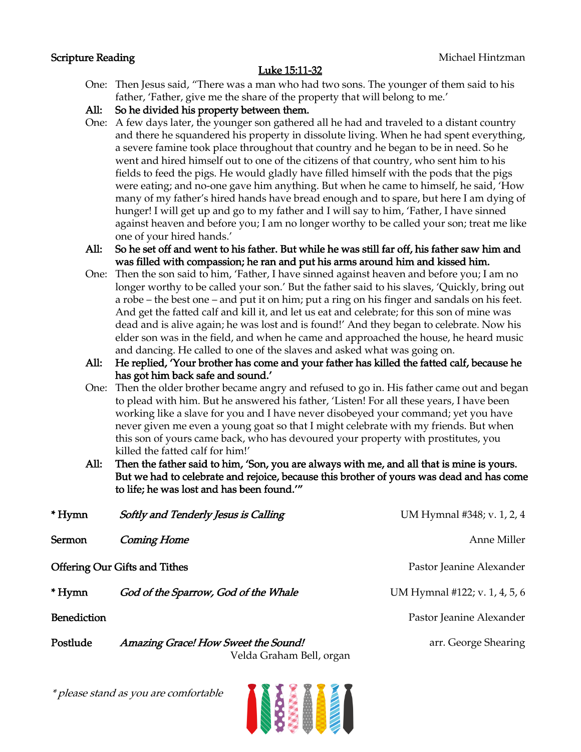**Scripture Reading** Michael Hintzman

**Luke 15:11-32**

One: Then Jesus said, "There was a man who had two sons. The younger of them said to his father, 'Father, give me the share of the property that will belong to me.'

**All: So he divided his property between them.**

One: A few days later, the younger son gathered all he had and traveled to a distant country and there he squandered his property in dissolute living. When he had spent everything, a severe famine took place throughout that country and he began to be in need. So he went and hired himself out to one of the citizens of that country, who sent him to his fields to feed the pigs. He would gladly have filled himself with the pods that the pigs were eating; and no-one gave him anything. But when he came to himself, he said, 'How many of my father's hired hands have bread enough and to spare, but here I am dying of hunger! I will get up and go to my father and I will say to him, 'Father, I have sinned against heaven and before you; I am no longer worthy to be called your son; treat me like one of your hired hands.'

**All: So he set off and went to his father. But while he was still far off, his father saw him and was filled with compassion; he ran and put his arms around him and kissed him.**

One: Then the son said to him, 'Father, I have sinned against heaven and before you; I am no longer worthy to be called your son.' But the father said to his slaves, 'Quickly, bring out a robe – the best one – and put it on him; put a ring on his finger and sandals on his feet. And get the fatted calf and kill it, and let us eat and celebrate; for this son of mine was dead and is alive again; he was lost and is found!' And they began to celebrate. Now his elder son was in the field, and when he came and approached the house, he heard music and dancing. He called to one of the slaves and asked what was going on.

**All: He replied, 'Your brother has come and your father has killed the fatted calf, because he has got him back safe and sound.'**

One: Then the older brother became angry and refused to go in. His father came out and began to plead with him. But he answered his father, 'Listen! For all these years, I have been working like a slave for you and I have never disobeyed your command; yet you have never given me even a young goat so that I might celebrate with my friends. But when this son of yours came back, who has devoured your property with prostitutes, you killed the fatted calf for him!'

**All: Then the father said to him, 'Son, you are always with me, and all that is mine is yours. But we had to celebrate and rejoice, because this brother of yours was dead and has come to life; he was lost and has been found.'"**

**\* Hymn** *Softly and Tenderly Jesus is Calling* UM Hymnal #348; v. 1, 2, 4

**Sermon** *Coming Home* Anne Miller

**Offering Our Gifts and Tithes** Pastor Jeanine Alexander

**\* Hymn** *God of the Sparrow, God of the Whale* UM Hymnal #122; v. 1, 4, 5, 6

**Benediction** Pastor Jeanine Alexander

**Postlude** *Amazing Grace! How Sweet the Sound!* arr. George Shearing
Velda Graham Bell, organ

*\* please stand as you are comfortable*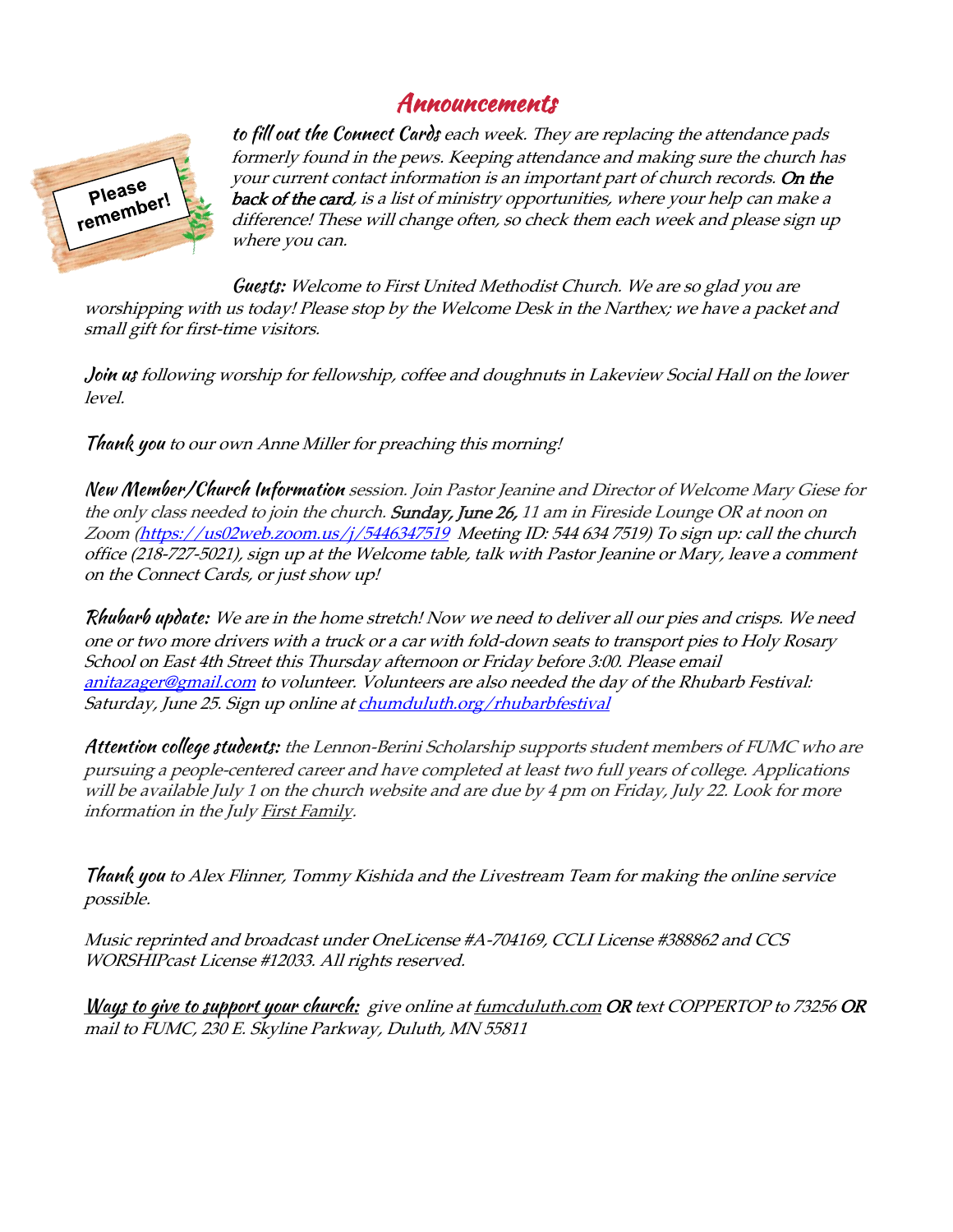# Announcements

Please remember!

**to fill out the Connect Cards** *each week. They are replacing the attendance pads formerly found in the pews. Keeping attendance and making sure the church has your current contact information is an important part of church records.* **On the back of the card**, *is a list of ministry opportunities, where your help can make a difference! These will change often, so check them each week and please sign up where you can.*

**Guests:** *Welcome to First United Methodist Church. We are so glad you are worshipping with us today! Please stop by the Welcome Desk in the Narthex; we have a packet and small gift for first-time visitors.*

**Join us** *following worship for fellowship, coffee and doughnuts in Lakeview Social Hall on the lower level.*

**Thank you** *to our own Anne Miller for preaching this morning!*

**New Member/Church Information** *session. Join Pastor Jeanine and Director of Welcome Mary Giese for the only class needed to join the church.* **Sunday, June 26,** *11 am in Fireside Lounge OR at noon on Zoom (https://us02web.zoom.us/j/5446347519 Meeting ID: 544 634 7519) To sign up: call the church office (218-727-5021), sign up at the Welcome table, talk with Pastor Jeanine or Mary, leave a comment on the Connect Cards, or just show up!*

**Rhubarb update:** *We are in the home stretch! Now we need to deliver all our pies and crisps. We need one or two more drivers with a truck or a car with fold-down seats to transport pies to Holy Rosary School on East 4th Street this Thursday afternoon or Friday before 3:00. Please email anitazager@gmail.com to volunteer. Volunteers are also needed the day of the Rhubarb Festival: Saturday, June 25. Sign up online at chumduluth.org/rhubarbfestival*

**Attention college students:** *the Lennon-Berini Scholarship supports student members of FUMC who are pursuing a people-centered career and have completed at least two full years of college. Applications will be available July 1 on the church website and are due by 4 pm on Friday, July 22. Look for more information in the July First Family.*

**Thank you** *to Alex Flinner, Tommy Kishida and the Livestream Team for making the online service possible.*

*Music reprinted and broadcast under OneLicense #A-704169, CCLI License #388862 and CCS WORSHIPcast License #12033. All rights reserved.*

**Ways to give to support your church:** *give online at fumcduluth.com* **OR** *text COPPERTOP to 73256* **OR** *mail to FUMC, 230 E. Skyline Parkway, Duluth, MN 55811*